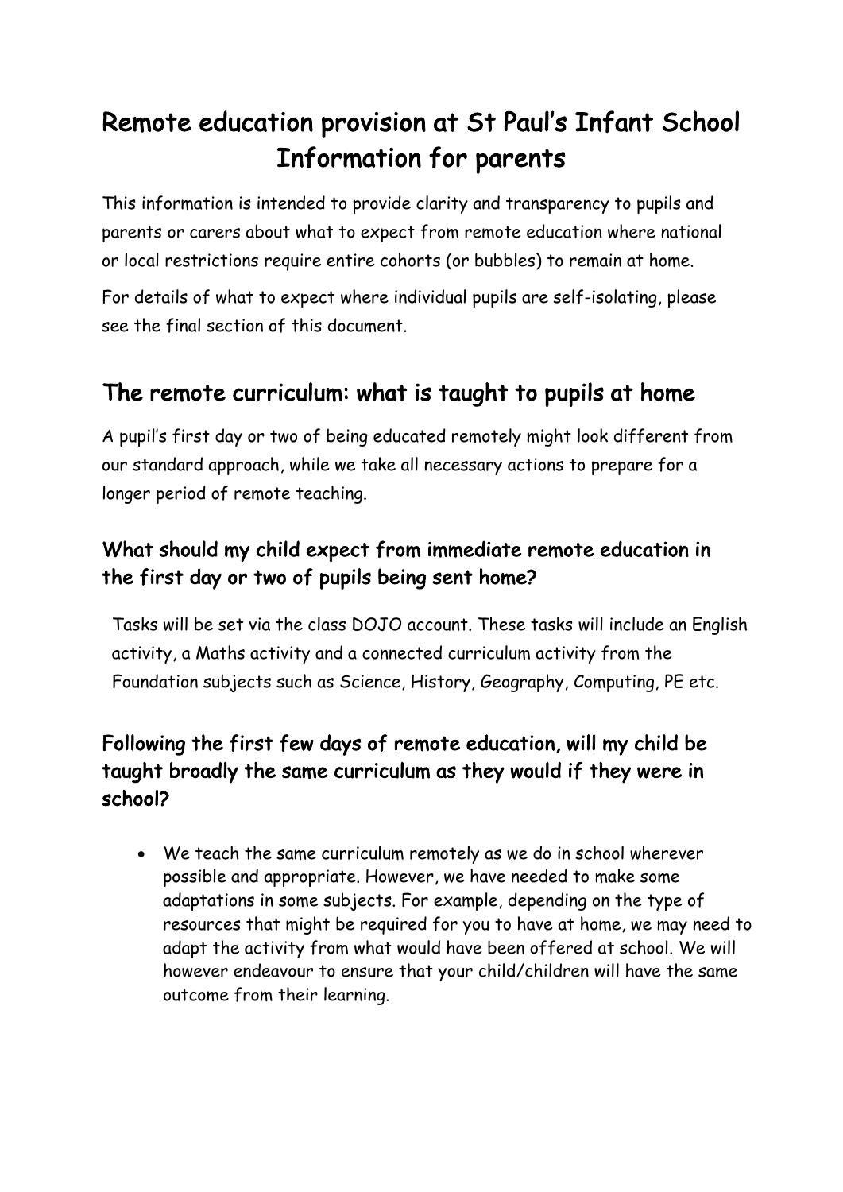# Remote education provision at St Paul's Infant School Information for parents

This information is intended to provide clarity and transparency to pupils and parents or carers about what to expect from remote education where national or local restrictions require entire cohorts (or bubbles) to remain at home.

For details of what to expect where individual pupils are self-isolating, please see the final section of this document.

## The remote curriculum: what is taught to pupils at home

A pupil's first day or two of being educated remotely might look different from our standard approach, while we take all necessary actions to prepare for a longer period of remote teaching.

### What should my child expect from immediate remote education in the first day or two of pupils being sent home?

Tasks will be set via the class DOJO account. These tasks will include an English activity, a Maths activity and a connected curriculum activity from the Foundation subjects such as Science, History, Geography, Computing, PE etc.

### Following the first few days of remote education, will my child be taught broadly the same curriculum as they would if they were in school?

- We teach the same curriculum remotely as we do in school wherever possible and appropriate. However, we have needed to make some adaptations in some subjects. For example, depending on the type of resources that might be required for you to have at home, we may need to adapt the activity from what would have been offered at school. We will however endeavour to ensure that your child/children will have the same outcome from their learning.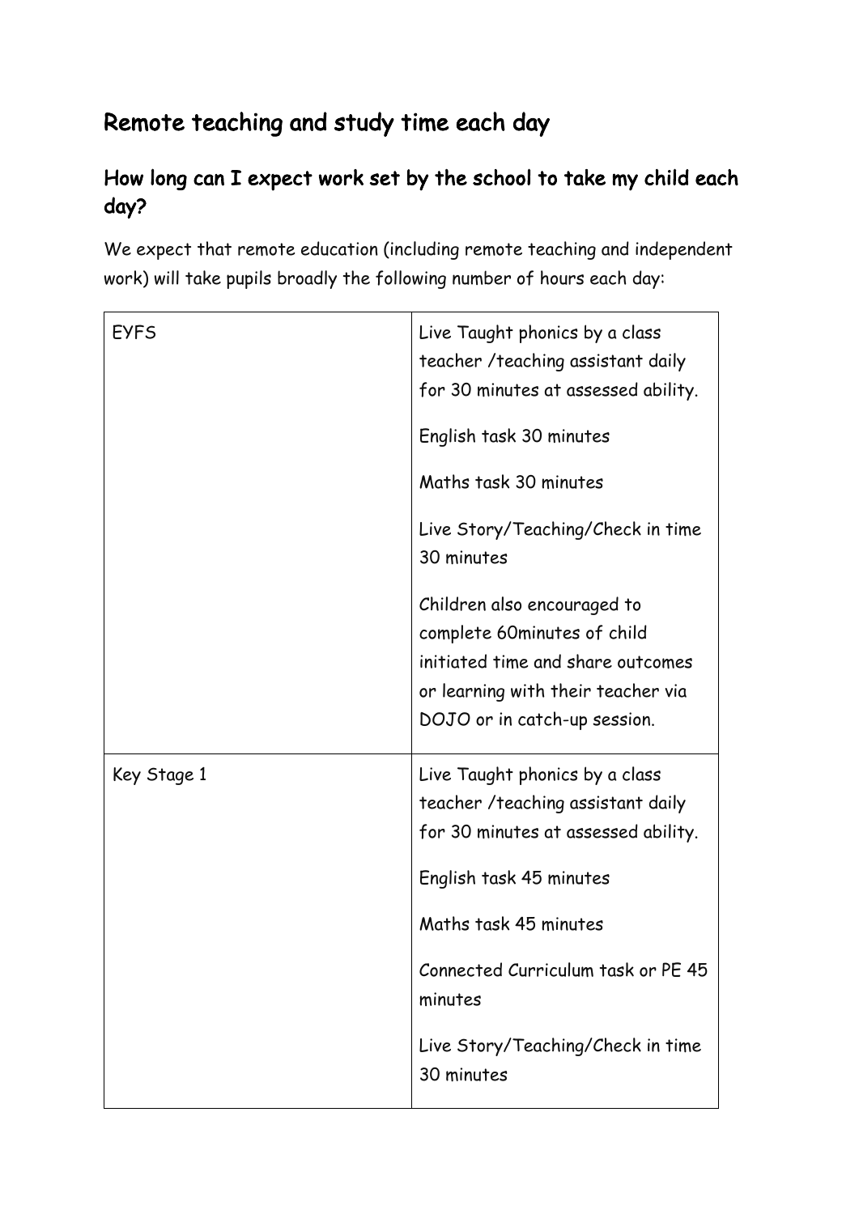## Remote teaching and study time each day

### How long can I expect work set by the school to take my child each day?

We expect that remote education (including remote teaching and independent work) will take pupils broadly the following number of hours each day:

| | |
|---|---|
| EYFS | Live Taught phonics by a class teacher /teaching assistant daily for 30 minutes at assessed ability.<br><br>English task 30 minutes<br><br>Maths task 30 minutes<br><br>Live Story/Teaching/Check in time 30 minutes<br><br>Children also encouraged to complete 60minutes of child initiated time and share outcomes or learning with their teacher via DOJO or in catch-up session. |
| Key Stage 1 | Live Taught phonics by a class teacher /teaching assistant daily for 30 minutes at assessed ability.<br><br>English task 45 minutes<br><br>Maths task 45 minutes<br><br>Connected Curriculum task or PE 45 minutes<br><br>Live Story/Teaching/Check in time 30 minutes |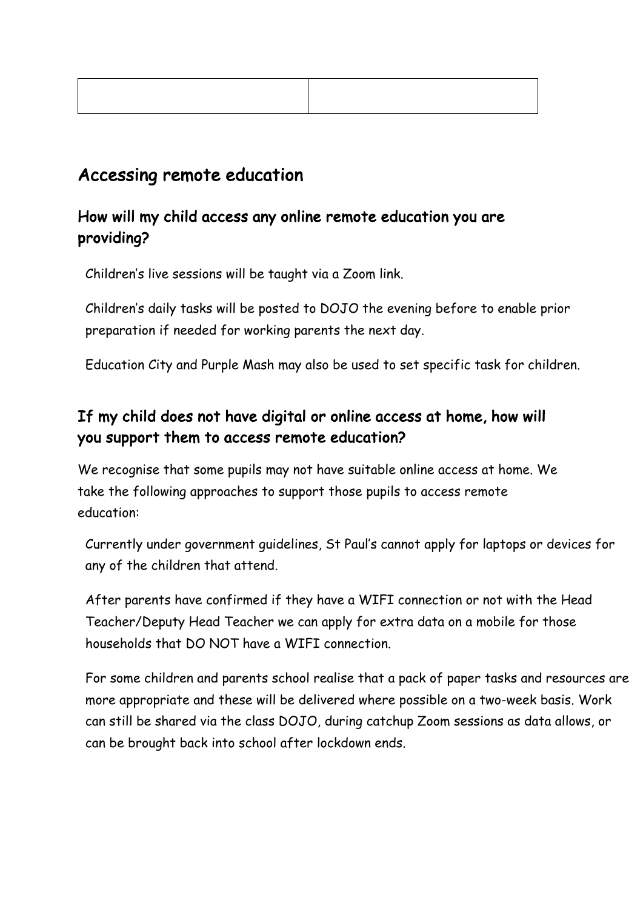| | |
|---|---|
| | |

## Accessing remote education

### How will my child access any online remote education you are providing?

Children's live sessions will be taught via a Zoom link.

Children's daily tasks will be posted to DOJO the evening before to enable prior preparation if needed for working parents the next day.

Education City and Purple Mash may also be used to set specific task for children.

### If my child does not have digital or online access at home, how will you support them to access remote education?

We recognise that some pupils may not have suitable online access at home. We take the following approaches to support those pupils to access remote education:

Currently under government guidelines, St Paul's cannot apply for laptops or devices for any of the children that attend.

After parents have confirmed if they have a WIFI connection or not with the Head Teacher/Deputy Head Teacher we can apply for extra data on a mobile for those households that DO NOT have a WIFI connection.

For some children and parents school realise that a pack of paper tasks and resources are more appropriate and these will be delivered where possible on a two-week basis. Work can still be shared via the class DOJO, during catchup Zoom sessions as data allows, or can be brought back into school after lockdown ends.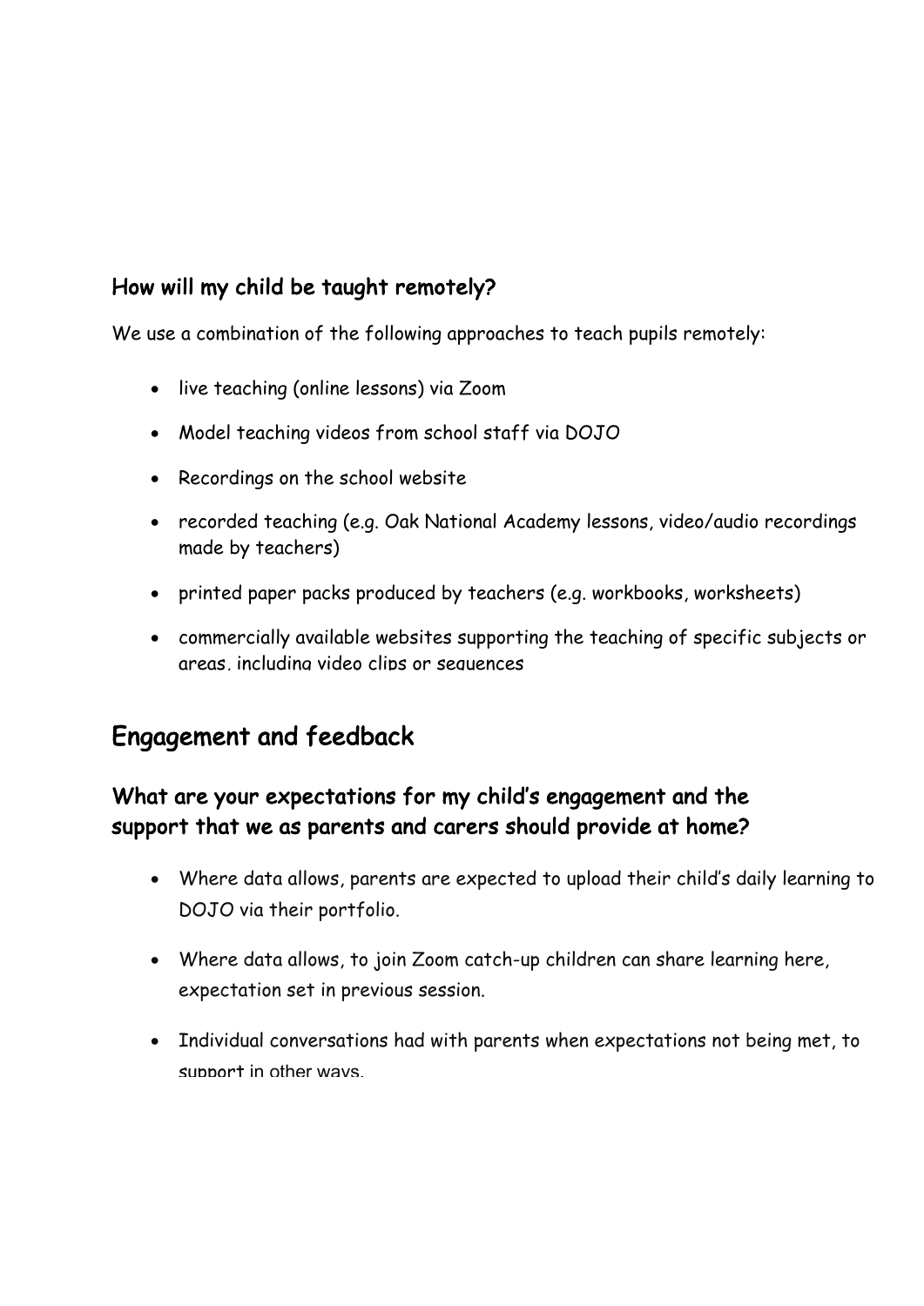### How will my child be taught remotely?

We use a combination of the following approaches to teach pupils remotely:

- live teaching (online lessons) via Zoom
- Model teaching videos from school staff via DOJO
- Recordings on the school website
- recorded teaching (e.g. Oak National Academy lessons, video/audio recordings made by teachers)
- printed paper packs produced by teachers (e.g. workbooks, worksheets)
- commercially available websites supporting the teaching of specific subjects or areas, including video clips or sequences

## Engagement and feedback

### What are your expectations for my child's engagement and the support that we as parents and carers should provide at home?

- Where data allows, parents are expected to upload their child's daily learning to DOJO via their portfolio.
- Where data allows, to join Zoom catch-up children can share learning here, expectation set in previous session.
- Individual conversations had with parents when expectations not being met, to support in other ways.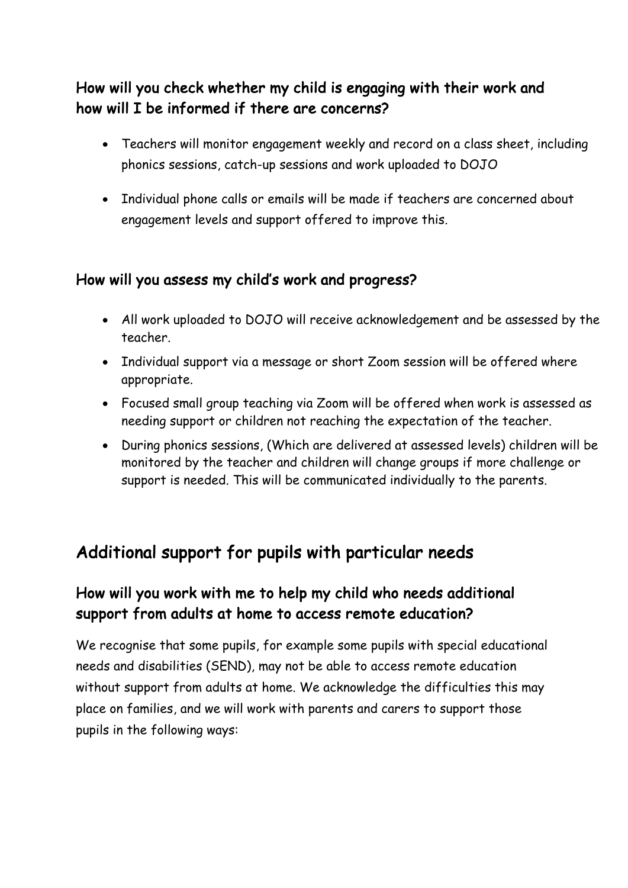### How will you check whether my child is engaging with their work and how will I be informed if there are concerns?

- Teachers will monitor engagement weekly and record on a class sheet, including phonics sessions, catch-up sessions and work uploaded to DOJO
- Individual phone calls or emails will be made if teachers are concerned about engagement levels and support offered to improve this.

### How will you assess my child's work and progress?

- All work uploaded to DOJO will receive acknowledgement and be assessed by the teacher.
- Individual support via a message or short Zoom session will be offered where appropriate.
- Focused small group teaching via Zoom will be offered when work is assessed as needing support or children not reaching the expectation of the teacher.
- During phonics sessions, (Which are delivered at assessed levels) children will be monitored by the teacher and children will change groups if more challenge or support is needed. This will be communicated individually to the parents.

## Additional support for pupils with particular needs

### How will you work with me to help my child who needs additional support from adults at home to access remote education?

We recognise that some pupils, for example some pupils with special educational needs and disabilities (SEND), may not be able to access remote education without support from adults at home. We acknowledge the difficulties this may place on families, and we will work with parents and carers to support those pupils in the following ways: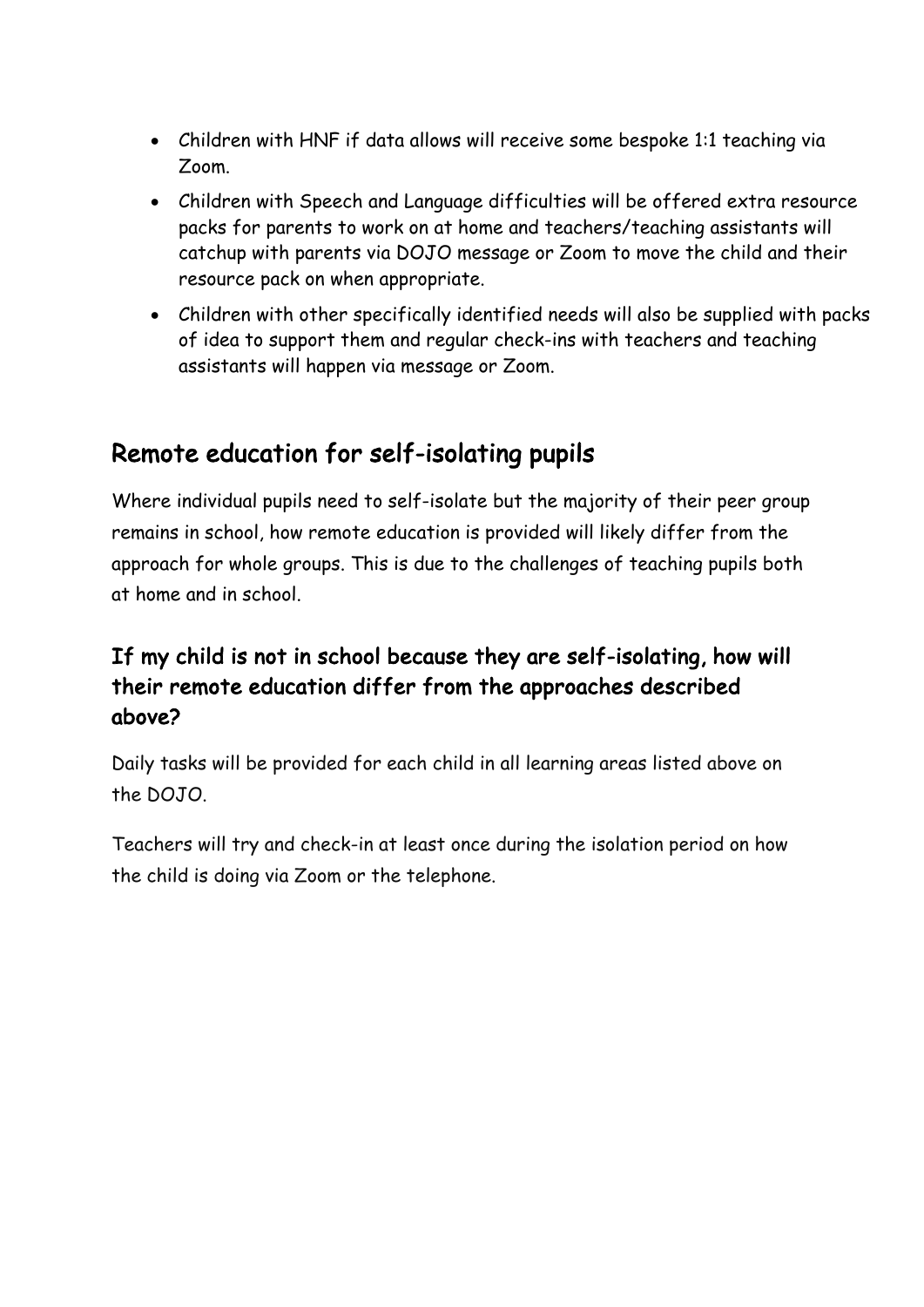- Children with HNF if data allows will receive some bespoke 1:1 teaching via Zoom.
- Children with Speech and Language difficulties will be offered extra resource packs for parents to work on at home and teachers/teaching assistants will catchup with parents via DOJO message or Zoom to move the child and their resource pack on when appropriate.
- Children with other specifically identified needs will also be supplied with packs of idea to support them and regular check-ins with teachers and teaching assistants will happen via message or Zoom.

## Remote education for self-isolating pupils

Where individual pupils need to self-isolate but the majority of their peer group remains in school, how remote education is provided will likely differ from the approach for whole groups. This is due to the challenges of teaching pupils both at home and in school.

### If my child is not in school because they are self-isolating, how will their remote education differ from the approaches described above?

Daily tasks will be provided for each child in all learning areas listed above on the DOJO.

Teachers will try and check-in at least once during the isolation period on how the child is doing via Zoom or the telephone.